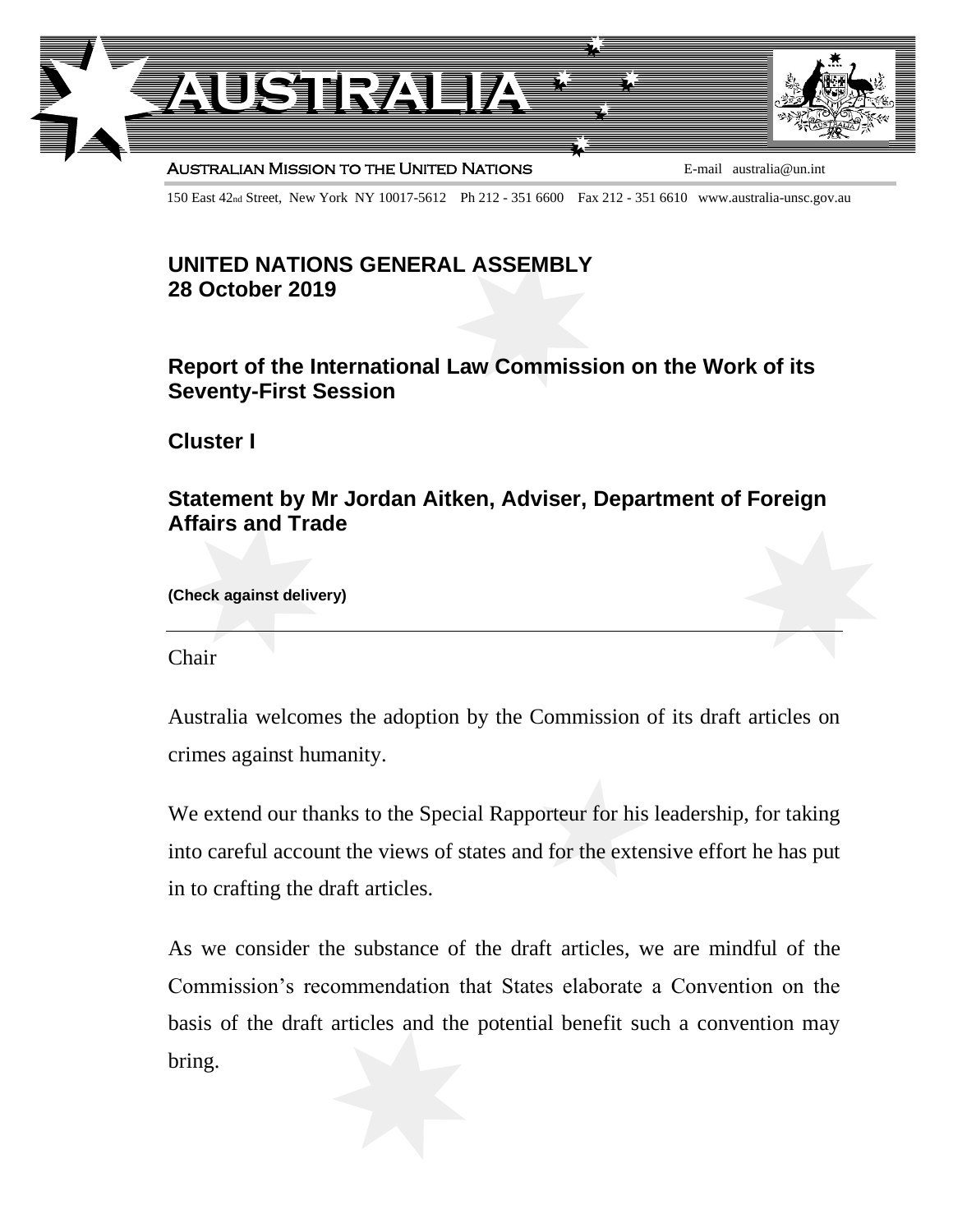# AUSTRALIA

AUSTRALIAN MISSION TO THE UNITED NATIONS E-mail australia@un.int

150 East 42nd Street, New York NY 10017-5612 Ph 212 - 351 6600 Fax 212 - 351 6610 www.australia-unsc.gov.au

## UNITED NATIONS GENERAL ASSEMBLY
## 28 October 2019

## Report of the International Law Commission on the Work of its Seventy-First Session

## Cluster I

## Statement by Mr Jordan Aitken, Adviser, Department of Foreign Affairs and Trade

**(Check against delivery)**

---

Chair

Australia welcomes the adoption by the Commission of its draft articles on crimes against humanity.

We extend our thanks to the Special Rapporteur for his leadership, for taking into careful account the views of states and for the extensive effort he has put in to crafting the draft articles.

As we consider the substance of the draft articles, we are mindful of the Commission's recommendation that States elaborate a Convention on the basis of the draft articles and the potential benefit such a convention may bring.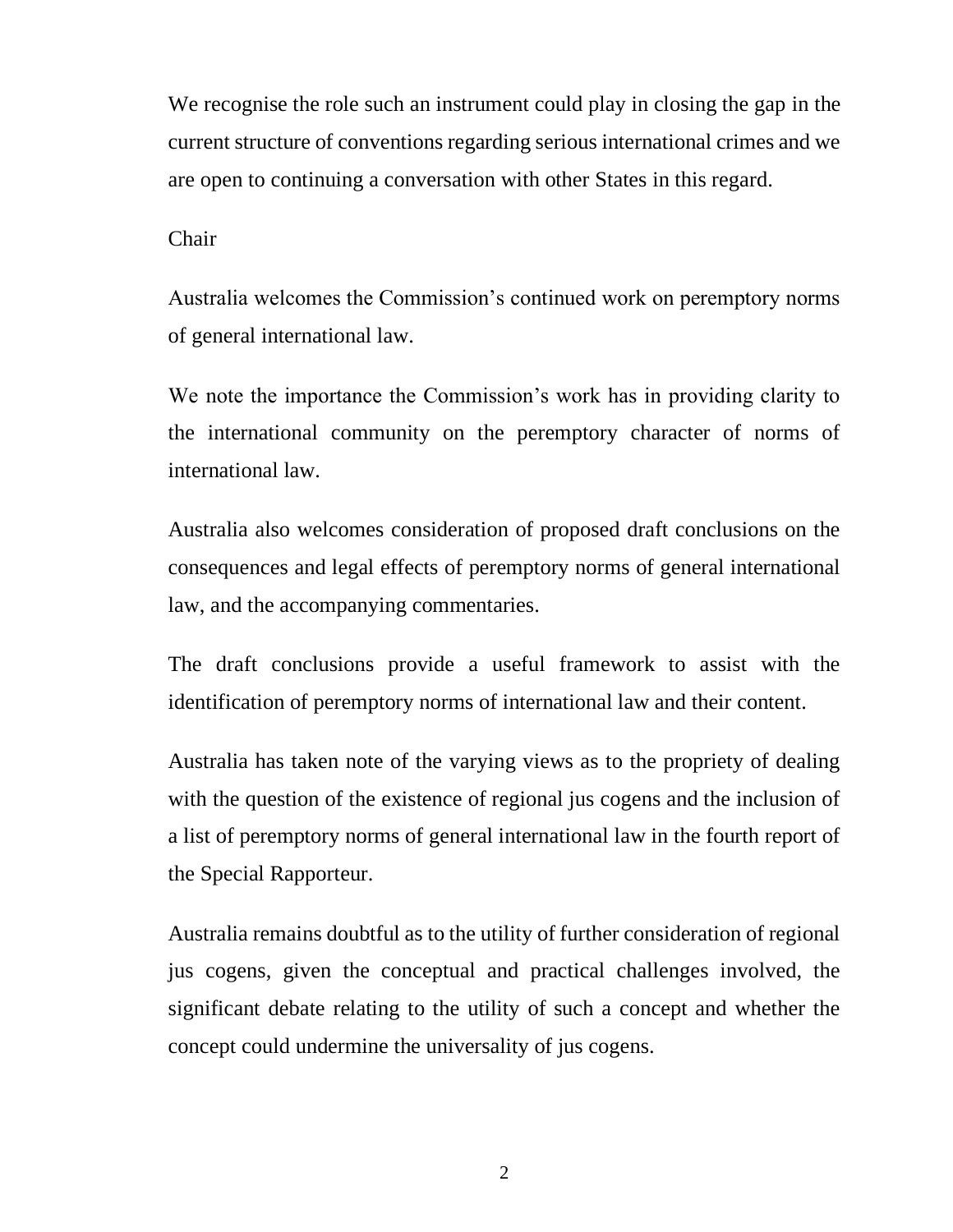We recognise the role such an instrument could play in closing the gap in the current structure of conventions regarding serious international crimes and we are open to continuing a conversation with other States in this regard.

Chair

Australia welcomes the Commission's continued work on peremptory norms of general international law.

We note the importance the Commission's work has in providing clarity to the international community on the peremptory character of norms of international law.

Australia also welcomes consideration of proposed draft conclusions on the consequences and legal effects of peremptory norms of general international law, and the accompanying commentaries.

The draft conclusions provide a useful framework to assist with the identification of peremptory norms of international law and their content.

Australia has taken note of the varying views as to the propriety of dealing with the question of the existence of regional jus cogens and the inclusion of a list of peremptory norms of general international law in the fourth report of the Special Rapporteur.

Australia remains doubtful as to the utility of further consideration of regional jus cogens, given the conceptual and practical challenges involved, the significant debate relating to the utility of such a concept and whether the concept could undermine the universality of jus cogens.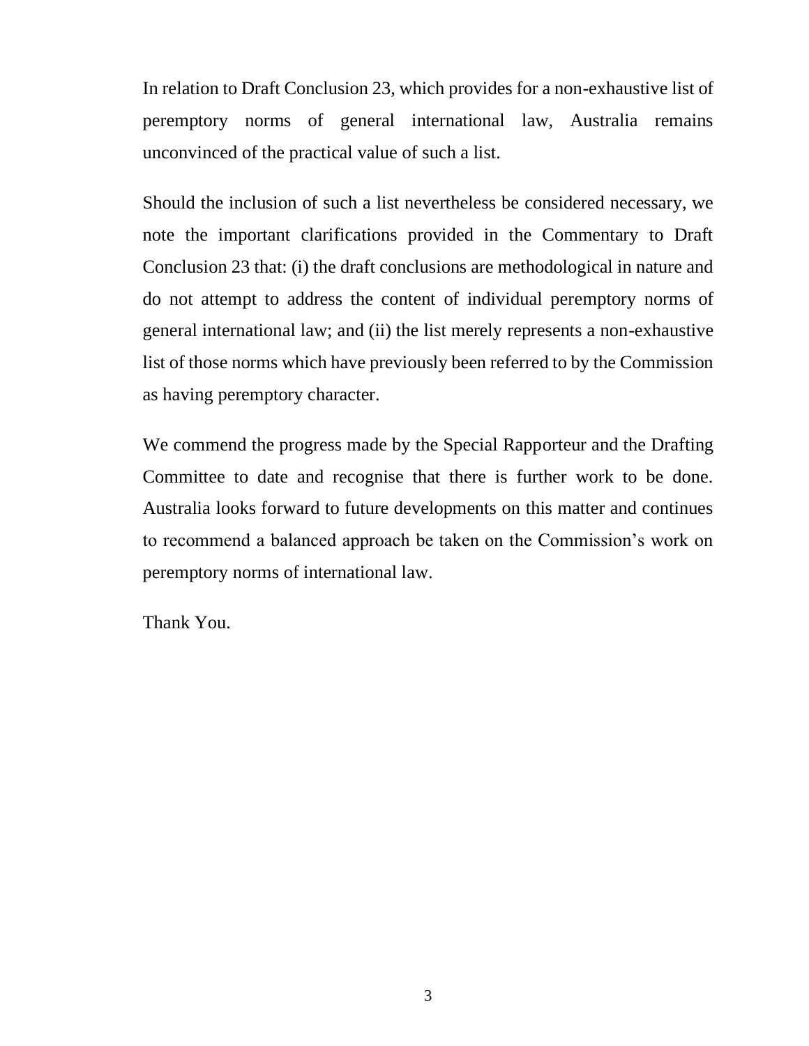In relation to Draft Conclusion 23, which provides for a non-exhaustive list of peremptory norms of general international law, Australia remains unconvinced of the practical value of such a list.

Should the inclusion of such a list nevertheless be considered necessary, we note the important clarifications provided in the Commentary to Draft Conclusion 23 that: (i) the draft conclusions are methodological in nature and do not attempt to address the content of individual peremptory norms of general international law; and (ii) the list merely represents a non-exhaustive list of those norms which have previously been referred to by the Commission as having peremptory character.

We commend the progress made by the Special Rapporteur and the Drafting Committee to date and recognise that there is further work to be done. Australia looks forward to future developments on this matter and continues to recommend a balanced approach be taken on the Commission's work on peremptory norms of international law.

Thank You.